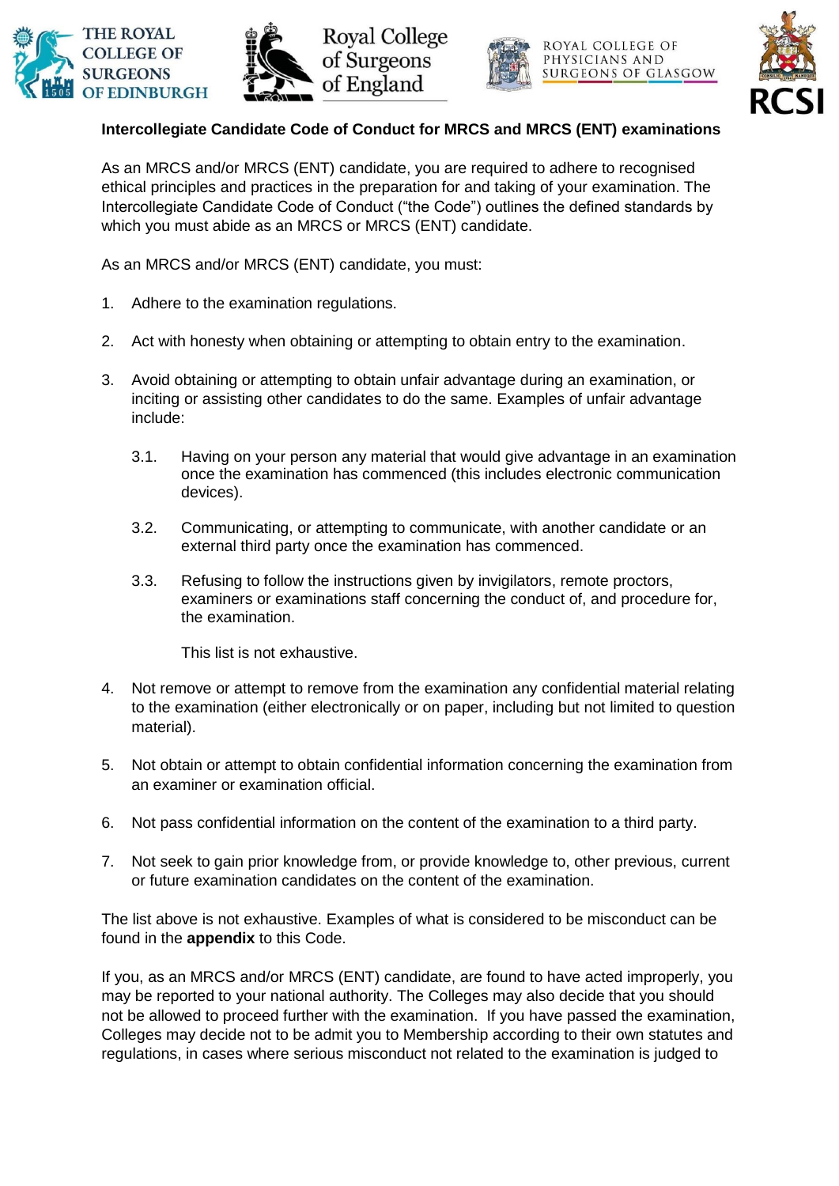THE ROYAL COLLEGE OF SURGEONS OF EDINBURGH | Royal College of Surgeons of England | ROYAL COLLEGE OF PHYSICIANS AND SURGEONS OF GLASGOW | RCSI

**Intercollegiate Candidate Code of Conduct for MRCS and MRCS (ENT) examinations**

As an MRCS and/or MRCS (ENT) candidate, you are required to adhere to recognised ethical principles and practices in the preparation for and taking of your examination. The Intercollegiate Candidate Code of Conduct ("the Code") outlines the defined standards by which you must abide as an MRCS or MRCS (ENT) candidate.

As an MRCS and/or MRCS (ENT) candidate, you must:

1. Adhere to the examination regulations.

2. Act with honesty when obtaining or attempting to obtain entry to the examination.

3. Avoid obtaining or attempting to obtain unfair advantage during an examination, or inciting or assisting other candidates to do the same. Examples of unfair advantage include:

   3.1. Having on your person any material that would give advantage in an examination once the examination has commenced (this includes electronic communication devices).

   3.2. Communicating, or attempting to communicate, with another candidate or an external third party once the examination has commenced.

   3.3. Refusing to follow the instructions given by invigilators, remote proctors, examiners or examinations staff concerning the conduct of, and procedure for, the examination.

   This list is not exhaustive.

4. Not remove or attempt to remove from the examination any confidential material relating to the examination (either electronically or on paper, including but not limited to question material).

5. Not obtain or attempt to obtain confidential information concerning the examination from an examiner or examination official.

6. Not pass confidential information on the content of the examination to a third party.

7. Not seek to gain prior knowledge from, or provide knowledge to, other previous, current or future examination candidates on the content of the examination.

The list above is not exhaustive. Examples of what is considered to be misconduct can be found in the **appendix** to this Code.

If you, as an MRCS and/or MRCS (ENT) candidate, are found to have acted improperly, you may be reported to your national authority. The Colleges may also decide that you should not be allowed to proceed further with the examination. If you have passed the examination, Colleges may decide not to be admit you to Membership according to their own statutes and regulations, in cases where serious misconduct not related to the examination is judged to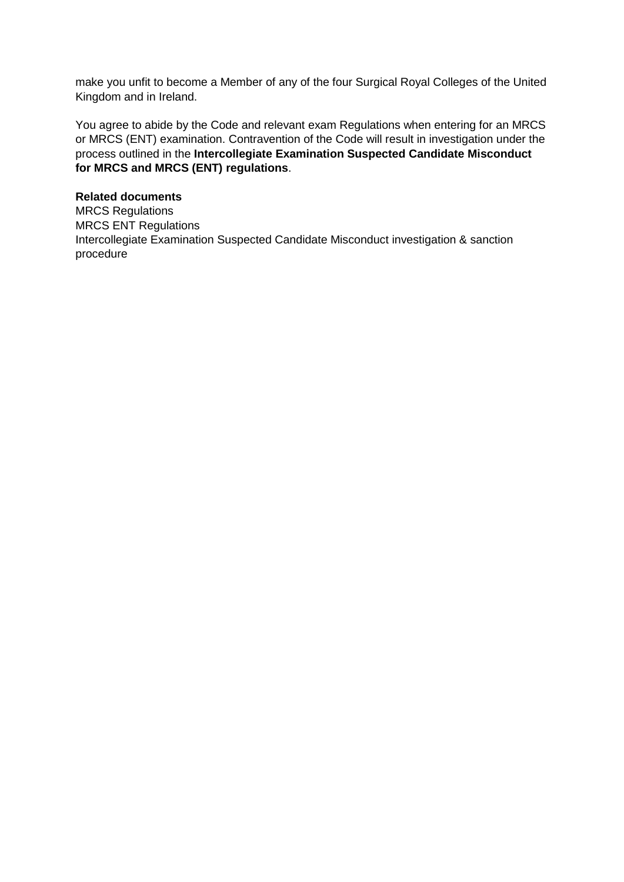make you unfit to become a Member of any of the four Surgical Royal Colleges of the United Kingdom and in Ireland.

You agree to abide by the Code and relevant exam Regulations when entering for an MRCS or MRCS (ENT) examination. Contravention of the Code will result in investigation under the process outlined in the **Intercollegiate Examination Suspected Candidate Misconduct for MRCS and MRCS (ENT) regulations**.

**Related documents**
MRCS Regulations
MRCS ENT Regulations
Intercollegiate Examination Suspected Candidate Misconduct investigation & sanction procedure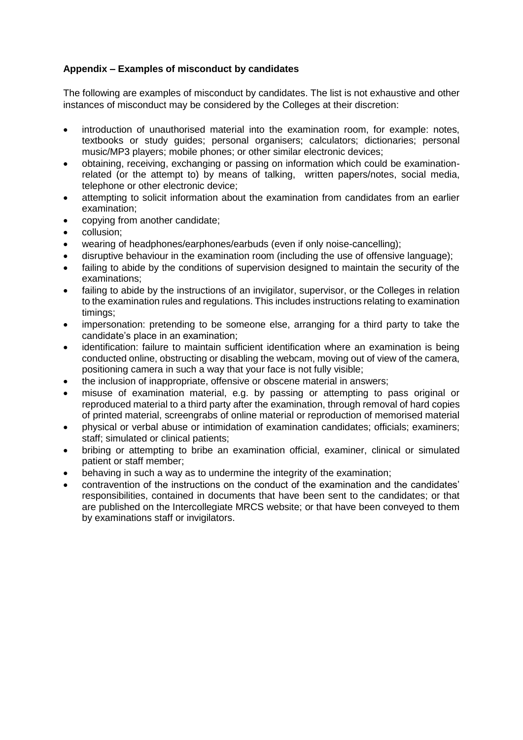**Appendix – Examples of misconduct by candidates**

The following are examples of misconduct by candidates. The list is not exhaustive and other instances of misconduct may be considered by the Colleges at their discretion:

- introduction of unauthorised material into the examination room, for example: notes, textbooks or study guides; personal organisers; calculators; dictionaries; personal music/MP3 players; mobile phones; or other similar electronic devices;
- obtaining, receiving, exchanging or passing on information which could be examination-related (or the attempt to) by means of talking, written papers/notes, social media, telephone or other electronic device;
- attempting to solicit information about the examination from candidates from an earlier examination;
- copying from another candidate;
- collusion;
- wearing of headphones/earphones/earbuds (even if only noise-cancelling);
- disruptive behaviour in the examination room (including the use of offensive language);
- failing to abide by the conditions of supervision designed to maintain the security of the examinations;
- failing to abide by the instructions of an invigilator, supervisor, or the Colleges in relation to the examination rules and regulations. This includes instructions relating to examination timings;
- impersonation: pretending to be someone else, arranging for a third party to take the candidate's place in an examination;
- identification: failure to maintain sufficient identification where an examination is being conducted online, obstructing or disabling the webcam, moving out of view of the camera, positioning camera in such a way that your face is not fully visible;
- the inclusion of inappropriate, offensive or obscene material in answers;
- misuse of examination material, e.g. by passing or attempting to pass original or reproduced material to a third party after the examination, through removal of hard copies of printed material, screengrabs of online material or reproduction of memorised material
- physical or verbal abuse or intimidation of examination candidates; officials; examiners; staff; simulated or clinical patients;
- bribing or attempting to bribe an examination official, examiner, clinical or simulated patient or staff member;
- behaving in such a way as to undermine the integrity of the examination;
- contravention of the instructions on the conduct of the examination and the candidates' responsibilities, contained in documents that have been sent to the candidates; or that are published on the Intercollegiate MRCS website; or that have been conveyed to them by examinations staff or invigilators.